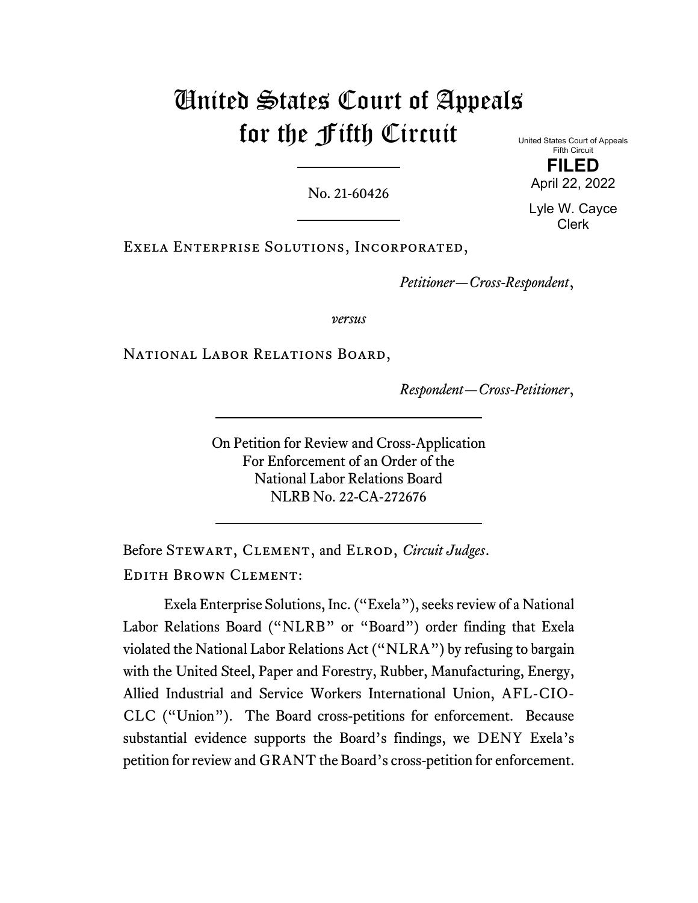# United States Court of Appeals for the Fifth Circuit

United States Court of Appeals
Fifth Circuit

**FILED**

April 22, 2022

Lyle W. Cayce
Clerk

No. 21-60426

Exela Enterprise Solutions, Incorporated,

*Petitioner—Cross-Respondent*,

*versus*

National Labor Relations Board,

*Respondent—Cross-Petitioner*,

On Petition for Review and Cross-Application
For Enforcement of an Order of the
National Labor Relations Board
NLRB No. 22-CA-272676

Before Stewart, Clement, and Elrod, *Circuit Judges*.

Edith Brown Clement:

Exela Enterprise Solutions, Inc. ("Exela"), seeks review of a National Labor Relations Board ("NLRB" or "Board") order finding that Exela violated the National Labor Relations Act ("NLRA") by refusing to bargain with the United Steel, Paper and Forestry, Rubber, Manufacturing, Energy, Allied Industrial and Service Workers International Union, AFL-CIO-CLC ("Union"). The Board cross-petitions for enforcement. Because substantial evidence supports the Board's findings, we DENY Exela's petition for review and GRANT the Board's cross-petition for enforcement.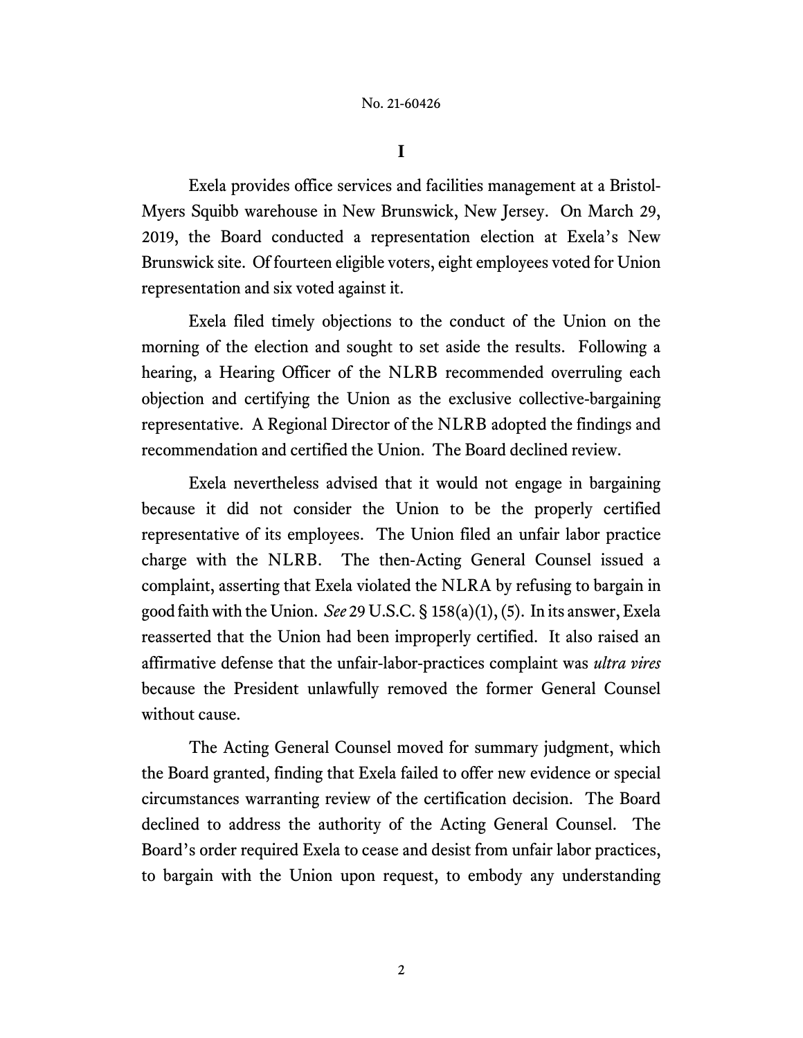# I

Exela provides office services and facilities management at a Bristol-Myers Squibb warehouse in New Brunswick, New Jersey. On March 29, 2019, the Board conducted a representation election at Exela's New Brunswick site. Of fourteen eligible voters, eight employees voted for Union representation and six voted against it.

Exela filed timely objections to the conduct of the Union on the morning of the election and sought to set aside the results. Following a hearing, a Hearing Officer of the NLRB recommended overruling each objection and certifying the Union as the exclusive collective-bargaining representative. A Regional Director of the NLRB adopted the findings and recommendation and certified the Union. The Board declined review.

Exela nevertheless advised that it would not engage in bargaining because it did not consider the Union to be the properly certified representative of its employees. The Union filed an unfair labor practice charge with the NLRB. The then-Acting General Counsel issued a complaint, asserting that Exela violated the NLRA by refusing to bargain in good faith with the Union. *See* 29 U.S.C. § 158(a)(1), (5). In its answer, Exela reasserted that the Union had been improperly certified. It also raised an affirmative defense that the unfair-labor-practices complaint was *ultra vires* because the President unlawfully removed the former General Counsel without cause.

The Acting General Counsel moved for summary judgment, which the Board granted, finding that Exela failed to offer new evidence or special circumstances warranting review of the certification decision. The Board declined to address the authority of the Acting General Counsel. The Board's order required Exela to cease and desist from unfair labor practices, to bargain with the Union upon request, to embody any understanding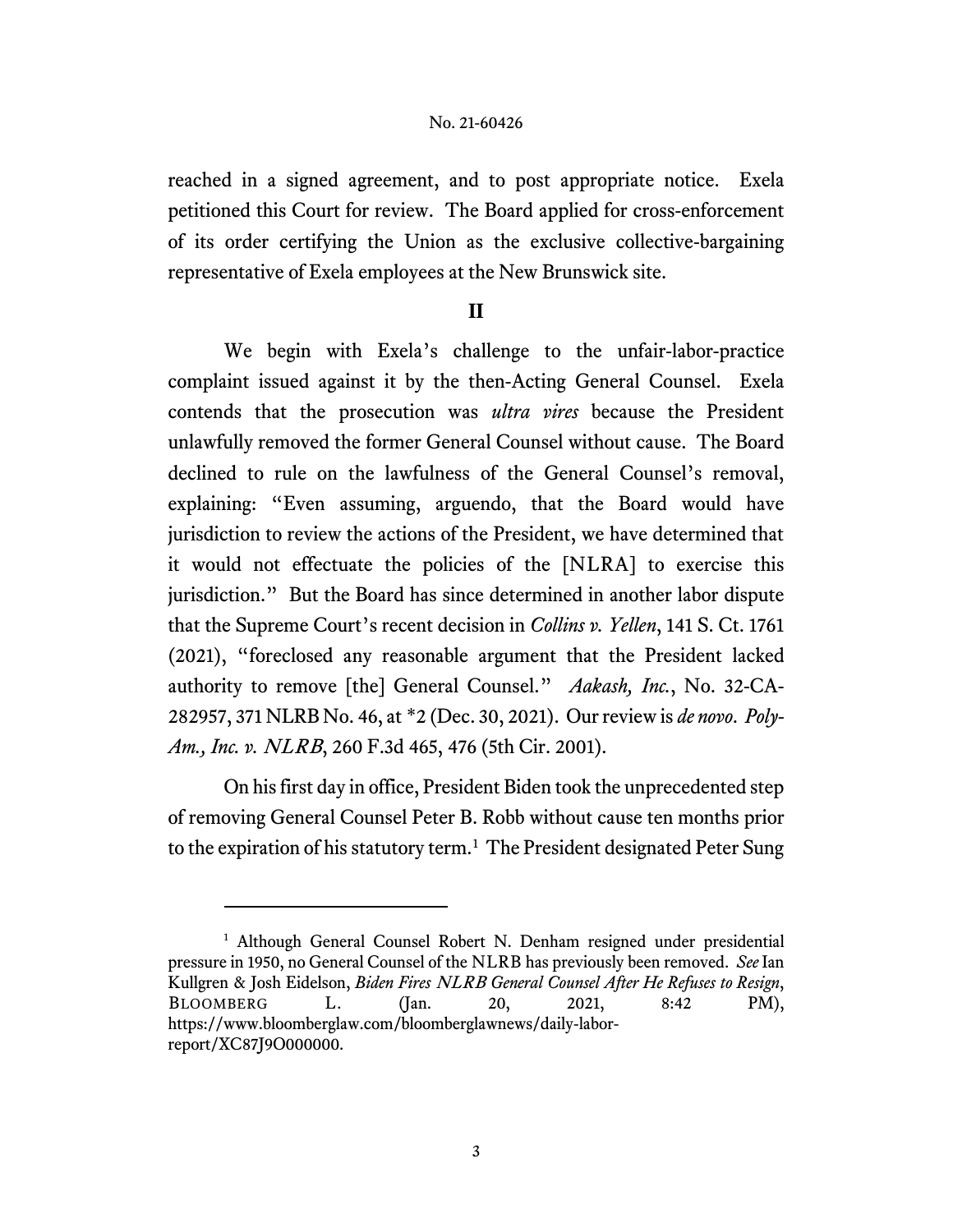reached in a signed agreement, and to post appropriate notice. Exela petitioned this Court for review. The Board applied for cross-enforcement of its order certifying the Union as the exclusive collective-bargaining representative of Exela employees at the New Brunswick site.

## II

We begin with Exela's challenge to the unfair-labor-practice complaint issued against it by the then-Acting General Counsel. Exela contends that the prosecution was *ultra vires* because the President unlawfully removed the former General Counsel without cause. The Board declined to rule on the lawfulness of the General Counsel's removal, explaining: "Even assuming, arguendo, that the Board would have jurisdiction to review the actions of the President, we have determined that it would not effectuate the policies of the [NLRA] to exercise this jurisdiction." But the Board has since determined in another labor dispute that the Supreme Court's recent decision in *Collins v. Yellen*, 141 S. Ct. 1761 (2021), "foreclosed any reasonable argument that the President lacked authority to remove [the] General Counsel." *Aakash, Inc.*, No. 32-CA-282957, 371 NLRB No. 46, at *2 (Dec. 30, 2021). Our review is *de novo*. *Poly-Am., Inc. v. NLRB*, 260 F.3d 465, 476 (5th Cir. 2001).

On his first day in office, President Biden took the unprecedented step of removing General Counsel Peter B. Robb without cause ten months prior to the expiration of his statutory term.[1] The President designated Peter Sung

---

[1] Although General Counsel Robert N. Denham resigned under presidential pressure in 1950, no General Counsel of the NLRB has previously been removed. *See* Ian Kullgren & Josh Eidelson, *Biden Fires NLRB General Counsel After He Refuses to Resign*, BLOOMBERG L. (Jan. 20, 2021, 8:42 PM), https://www.bloomberglaw.com/bloomberglawnews/daily-labor-report/XC87J9O000000.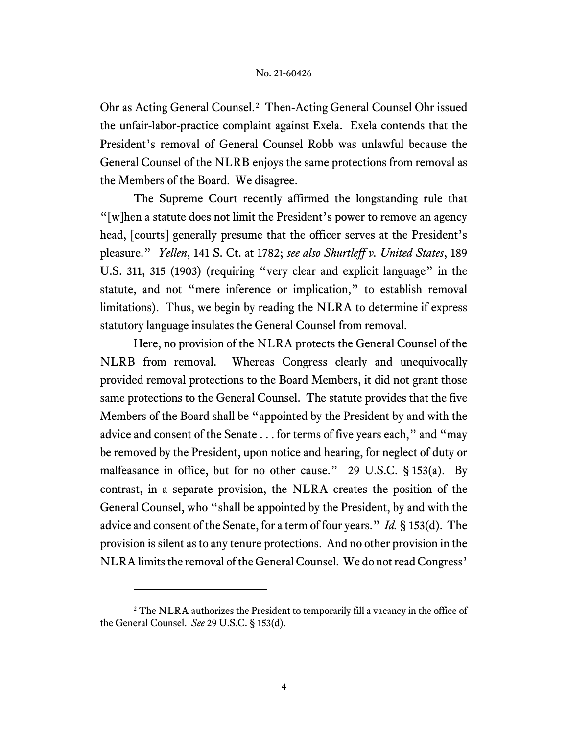Ohr as Acting General Counsel.[2] Then-Acting General Counsel Ohr issued the unfair-labor-practice complaint against Exela. Exela contends that the President's removal of General Counsel Robb was unlawful because the General Counsel of the NLRB enjoys the same protections from removal as the Members of the Board. We disagree.

The Supreme Court recently affirmed the longstanding rule that "[w]hen a statute does not limit the President's power to remove an agency head, [courts] generally presume that the officer serves at the President's pleasure." *Yellen*, 141 S. Ct. at 1782; *see also Shurtleff v. United States*, 189 U.S. 311, 315 (1903) (requiring "very clear and explicit language" in the statute, and not "mere inference or implication," to establish removal limitations). Thus, we begin by reading the NLRA to determine if express statutory language insulates the General Counsel from removal.

Here, no provision of the NLRA protects the General Counsel of the NLRB from removal. Whereas Congress clearly and unequivocally provided removal protections to the Board Members, it did not grant those same protections to the General Counsel. The statute provides that the five Members of the Board shall be "appointed by the President by and with the advice and consent of the Senate . . . for terms of five years each," and "may be removed by the President, upon notice and hearing, for neglect of duty or malfeasance in office, but for no other cause." 29 U.S.C. § 153(a). By contrast, in a separate provision, the NLRA creates the position of the General Counsel, who "shall be appointed by the President, by and with the advice and consent of the Senate, for a term of four years." *Id.* § 153(d). The provision is silent as to any tenure protections. And no other provision in the NLRA limits the removal of the General Counsel. We do not read Congress'

[2] The NLRA authorizes the President to temporarily fill a vacancy in the office of the General Counsel. *See* 29 U.S.C. § 153(d).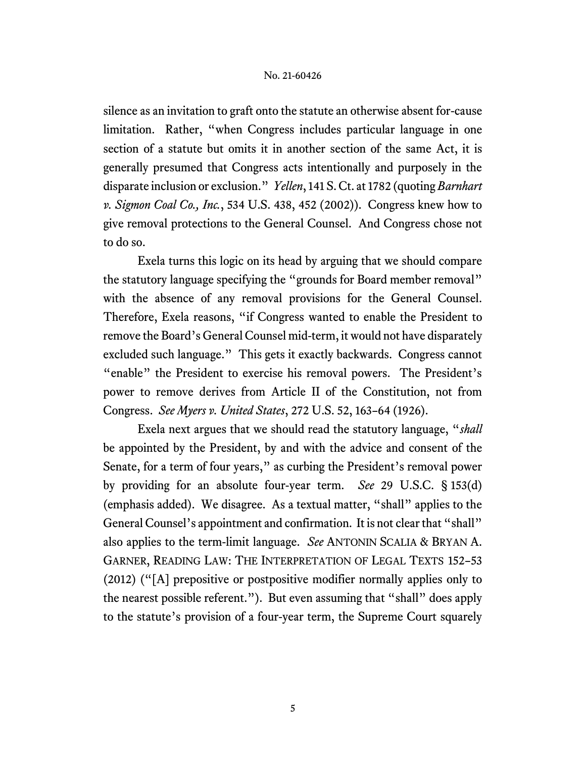silence as an invitation to graft onto the statute an otherwise absent for-cause limitation. Rather, "when Congress includes particular language in one section of a statute but omits it in another section of the same Act, it is generally presumed that Congress acts intentionally and purposely in the disparate inclusion or exclusion." *Yellen*, 141 S. Ct. at 1782 (quoting *Barnhart v. Sigmon Coal Co., Inc.*, 534 U.S. 438, 452 (2002)). Congress knew how to give removal protections to the General Counsel. And Congress chose not to do so.

Exela turns this logic on its head by arguing that we should compare the statutory language specifying the "grounds for Board member removal" with the absence of any removal provisions for the General Counsel. Therefore, Exela reasons, "if Congress wanted to enable the President to remove the Board's General Counsel mid-term, it would not have disparately excluded such language." This gets it exactly backwards. Congress cannot "enable" the President to exercise his removal powers. The President's power to remove derives from Article II of the Constitution, not from Congress. *See Myers v. United States*, 272 U.S. 52, 163–64 (1926).

Exela next argues that we should read the statutory language, "*shall* be appointed by the President, by and with the advice and consent of the Senate, for a term of four years," as curbing the President's removal power by providing for an absolute four-year term. *See* 29 U.S.C. § 153(d) (emphasis added). We disagree. As a textual matter, "shall" applies to the General Counsel's appointment and confirmation. It is not clear that "shall" also applies to the term-limit language. *See* ANTONIN SCALIA & BRYAN A. GARNER, READING LAW: THE INTERPRETATION OF LEGAL TEXTS 152–53 (2012) ("[A] prepositive or postpositive modifier normally applies only to the nearest possible referent."). But even assuming that "shall" does apply to the statute's provision of a four-year term, the Supreme Court squarely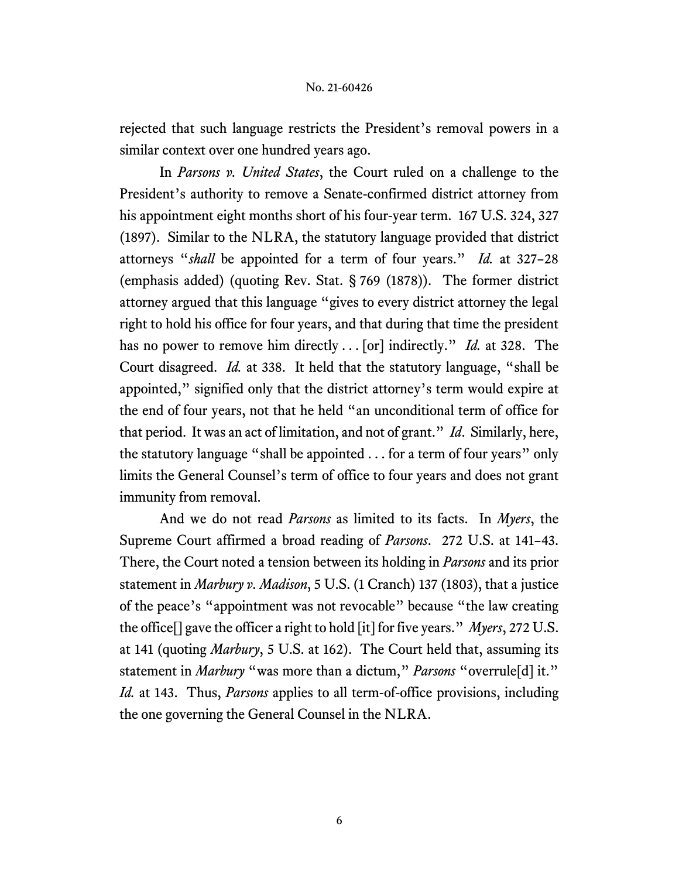rejected that such language restricts the President's removal powers in a similar context over one hundred years ago.

In *Parsons v. United States*, the Court ruled on a challenge to the President's authority to remove a Senate-confirmed district attorney from his appointment eight months short of his four-year term. 167 U.S. 324, 327 (1897). Similar to the NLRA, the statutory language provided that district attorneys "*shall* be appointed for a term of four years." *Id.* at 327–28 (emphasis added) (quoting Rev. Stat. § 769 (1878)). The former district attorney argued that this language "gives to every district attorney the legal right to hold his office for four years, and that during that time the president has no power to remove him directly . . . [or] indirectly." *Id.* at 328. The Court disagreed. *Id.* at 338. It held that the statutory language, "shall be appointed," signified only that the district attorney's term would expire at the end of four years, not that he held "an unconditional term of office for that period. It was an act of limitation, and not of grant." *Id*. Similarly, here, the statutory language "shall be appointed . . . for a term of four years" only limits the General Counsel's term of office to four years and does not grant immunity from removal.

And we do not read *Parsons* as limited to its facts. In *Myers*, the Supreme Court affirmed a broad reading of *Parsons*. 272 U.S. at 141–43. There, the Court noted a tension between its holding in *Parsons* and its prior statement in *Marbury v. Madison*, 5 U.S. (1 Cranch) 137 (1803), that a justice of the peace's "appointment was not revocable" because "the law creating the office[] gave the officer a right to hold [it] for five years." *Myers*, 272 U.S. at 141 (quoting *Marbury*, 5 U.S. at 162). The Court held that, assuming its statement in *Marbury* "was more than a dictum," *Parsons* "overrule[d] it." *Id.* at 143. Thus, *Parsons* applies to all term-of-office provisions, including the one governing the General Counsel in the NLRA.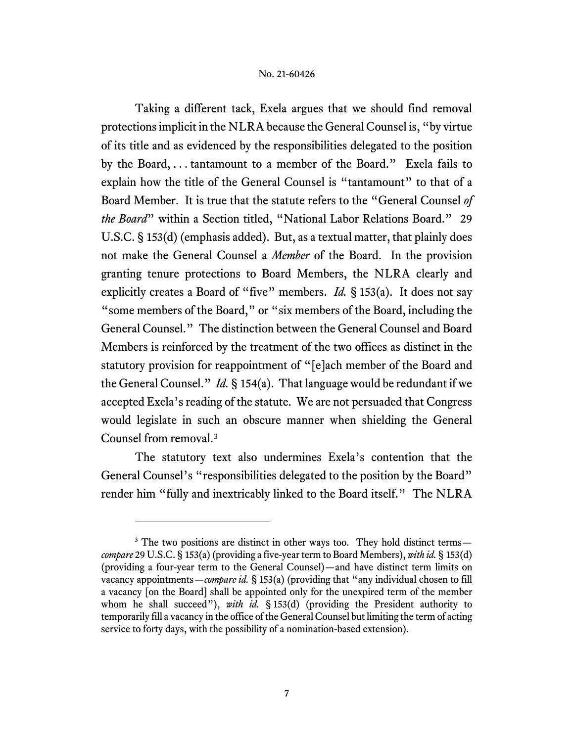Taking a different tack, Exela argues that we should find removal protections implicit in the NLRA because the General Counsel is, "by virtue of its title and as evidenced by the responsibilities delegated to the position by the Board, . . . tantamount to a member of the Board." Exela fails to explain how the title of the General Counsel is "tantamount" to that of a Board Member. It is true that the statute refers to the "General Counsel *of the Board*" within a Section titled, "National Labor Relations Board." 29 U.S.C. § 153(d) (emphasis added). But, as a textual matter, that plainly does not make the General Counsel a *Member* of the Board. In the provision granting tenure protections to Board Members, the NLRA clearly and explicitly creates a Board of "five" members. *Id.* § 153(a). It does not say "some members of the Board," or "six members of the Board, including the General Counsel." The distinction between the General Counsel and Board Members is reinforced by the treatment of the two offices as distinct in the statutory provision for reappointment of "[e]ach member of the Board and the General Counsel." *Id.* § 154(a). That language would be redundant if we accepted Exela's reading of the statute. We are not persuaded that Congress would legislate in such an obscure manner when shielding the General Counsel from removal.[3]

The statutory text also undermines Exela's contention that the General Counsel's "responsibilities delegated to the position by the Board" render him "fully and inextricably linked to the Board itself." The NLRA

---

[3] The two positions are distinct in other ways too. They hold distinct terms—*compare* 29 U.S.C. § 153(a) (providing a five-year term to Board Members), *with id.* § 153(d) (providing a four-year term to the General Counsel)—and have distinct term limits on vacancy appointments—*compare id.* § 153(a) (providing that "any individual chosen to fill a vacancy [on the Board] shall be appointed only for the unexpired term of the member whom he shall succeed"), *with id.* § 153(d) (providing the President authority to temporarily fill a vacancy in the office of the General Counsel but limiting the term of acting service to forty days, with the possibility of a nomination-based extension).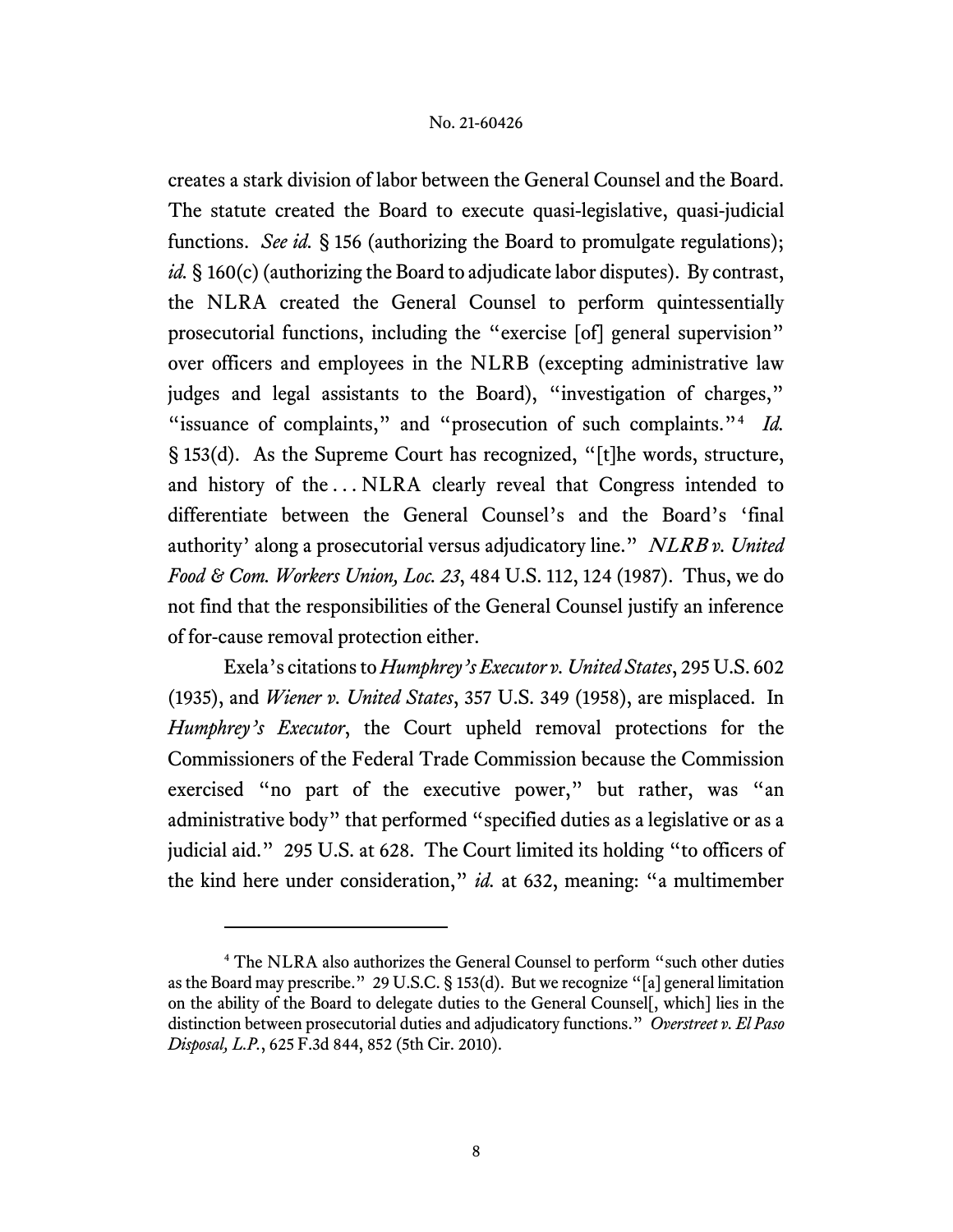creates a stark division of labor between the General Counsel and the Board. The statute created the Board to execute quasi-legislative, quasi-judicial functions. *See id.* § 156 (authorizing the Board to promulgate regulations); *id.* § 160(c) (authorizing the Board to adjudicate labor disputes). By contrast, the NLRA created the General Counsel to perform quintessentially prosecutorial functions, including the "exercise [of] general supervision" over officers and employees in the NLRB (excepting administrative law judges and legal assistants to the Board), "investigation of charges," "issuance of complaints," and "prosecution of such complaints."[4] *Id.* § 153(d). As the Supreme Court has recognized, "[t]he words, structure, and history of the . . . NLRA clearly reveal that Congress intended to differentiate between the General Counsel's and the Board's 'final authority' along a prosecutorial versus adjudicatory line." *NLRB v. United Food & Com. Workers Union, Loc. 23*, 484 U.S. 112, 124 (1987). Thus, we do not find that the responsibilities of the General Counsel justify an inference of for-cause removal protection either.

Exela's citations to *Humphrey's Executor v. United States*, 295 U.S. 602 (1935), and *Wiener v. United States*, 357 U.S. 349 (1958), are misplaced. In *Humphrey's Executor*, the Court upheld removal protections for the Commissioners of the Federal Trade Commission because the Commission exercised "no part of the executive power," but rather, was "an administrative body" that performed "specified duties as a legislative or as a judicial aid." 295 U.S. at 628. The Court limited its holding "to officers of the kind here under consideration," *id.* at 632, meaning: "a multimember

---

[4] The NLRA also authorizes the General Counsel to perform "such other duties as the Board may prescribe." 29 U.S.C. § 153(d). But we recognize "[a] general limitation on the ability of the Board to delegate duties to the General Counsel[, which] lies in the distinction between prosecutorial duties and adjudicatory functions." *Overstreet v. El Paso Disposal, L.P.*, 625 F.3d 844, 852 (5th Cir. 2010).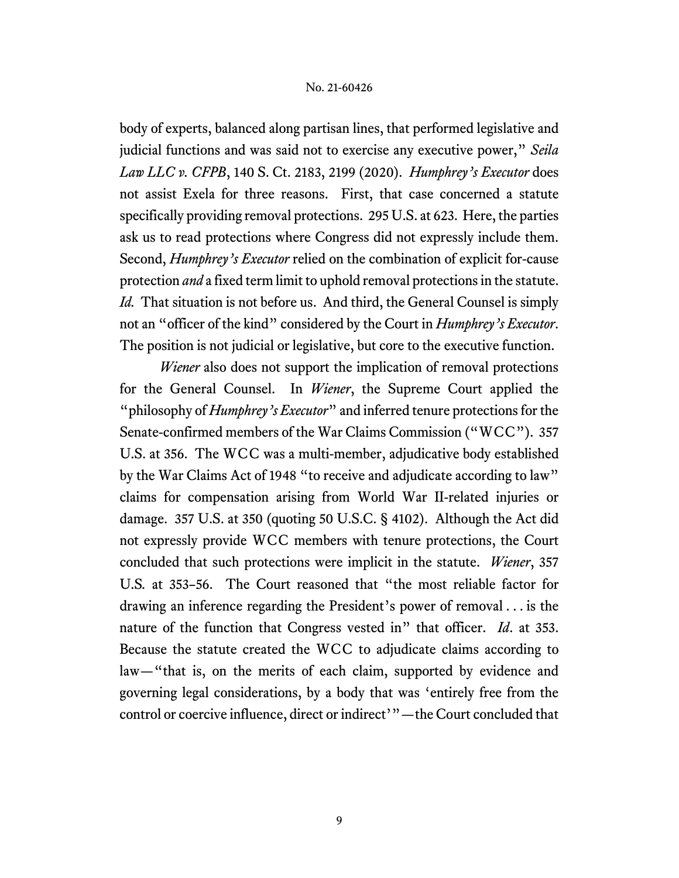body of experts, balanced along partisan lines, that performed legislative and judicial functions and was said not to exercise any executive power," *Seila Law LLC v. CFPB*, 140 S. Ct. 2183, 2199 (2020). *Humphrey's Executor* does not assist Exela for three reasons. First, that case concerned a statute specifically providing removal protections. 295 U.S. at 623. Here, the parties ask us to read protections where Congress did not expressly include them. Second, *Humphrey's Executor* relied on the combination of explicit for-cause protection *and* a fixed term limit to uphold removal protections in the statute. *Id.* That situation is not before us. And third, the General Counsel is simply not an "officer of the kind" considered by the Court in *Humphrey's Executor*. The position is not judicial or legislative, but core to the executive function.

*Wiener* also does not support the implication of removal protections for the General Counsel. In *Wiener*, the Supreme Court applied the "philosophy of *Humphrey's Executor*" and inferred tenure protections for the Senate-confirmed members of the War Claims Commission ("WCC"). 357 U.S. at 356. The WCC was a multi-member, adjudicative body established by the War Claims Act of 1948 "to receive and adjudicate according to law" claims for compensation arising from World War II-related injuries or damage. 357 U.S. at 350 (quoting 50 U.S.C. § 4102). Although the Act did not expressly provide WCC members with tenure protections, the Court concluded that such protections were implicit in the statute. *Wiener*, 357 U.S. at 353–56. The Court reasoned that "the most reliable factor for drawing an inference regarding the President's power of removal . . . is the nature of the function that Congress vested in" that officer. *Id*. at 353. Because the statute created the WCC to adjudicate claims according to law—"that is, on the merits of each claim, supported by evidence and governing legal considerations, by a body that was 'entirely free from the control or coercive influence, direct or indirect'"—the Court concluded that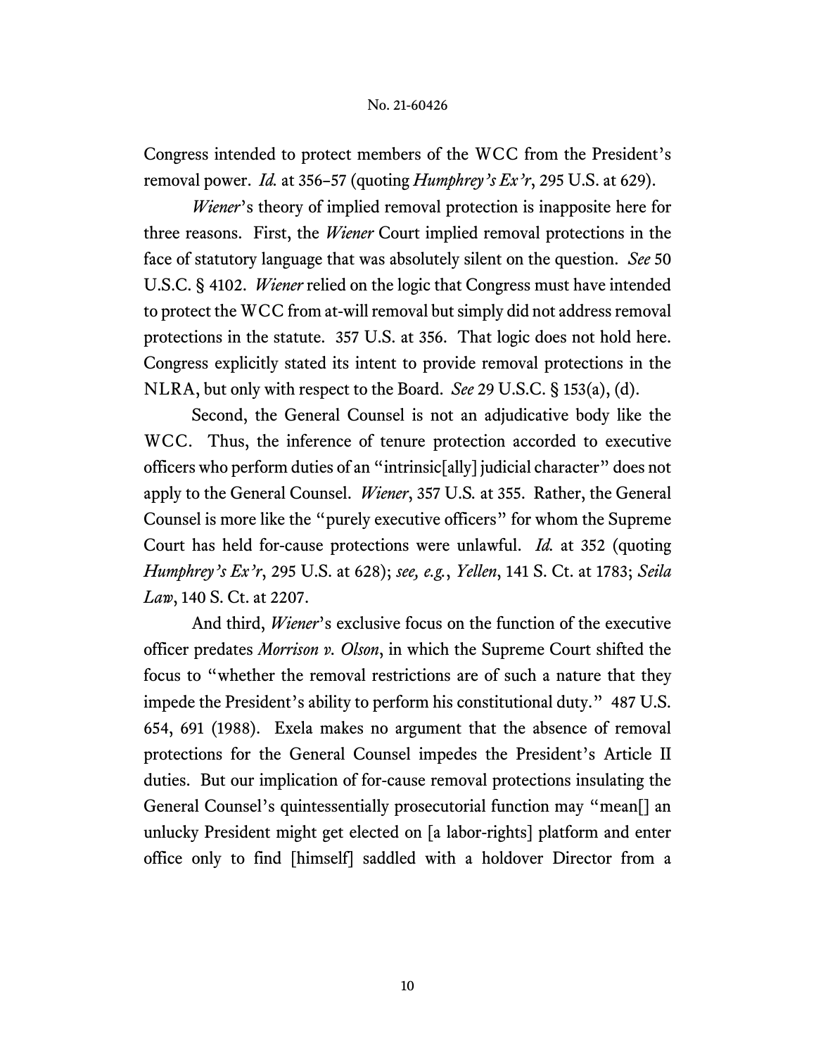Congress intended to protect members of the WCC from the President's removal power. *Id.* at 356–57 (quoting *Humphrey's Ex'r*, 295 U.S. at 629).

*Wiener*'s theory of implied removal protection is inapposite here for three reasons. First, the *Wiener* Court implied removal protections in the face of statutory language that was absolutely silent on the question. *See* 50 U.S.C. § 4102. *Wiener* relied on the logic that Congress must have intended to protect the WCC from at-will removal but simply did not address removal protections in the statute. 357 U.S. at 356. That logic does not hold here. Congress explicitly stated its intent to provide removal protections in the NLRA, but only with respect to the Board. *See* 29 U.S.C. § 153(a), (d).

Second, the General Counsel is not an adjudicative body like the WCC. Thus, the inference of tenure protection accorded to executive officers who perform duties of an "intrinsic[ally] judicial character" does not apply to the General Counsel. *Wiener*, 357 U.S. at 355. Rather, the General Counsel is more like the "purely executive officers" for whom the Supreme Court has held for-cause protections were unlawful. *Id.* at 352 (quoting *Humphrey's Ex'r*, 295 U.S. at 628); *see, e.g.*, *Yellen*, 141 S. Ct. at 1783; *Seila Law*, 140 S. Ct. at 2207.

And third, *Wiener*'s exclusive focus on the function of the executive officer predates *Morrison v. Olson*, in which the Supreme Court shifted the focus to "whether the removal restrictions are of such a nature that they impede the President's ability to perform his constitutional duty." 487 U.S. 654, 691 (1988). Exela makes no argument that the absence of removal protections for the General Counsel impedes the President's Article II duties. But our implication of for-cause removal protections insulating the General Counsel's quintessentially prosecutorial function may "mean[] an unlucky President might get elected on [a labor-rights] platform and enter office only to find [himself] saddled with a holdover Director from a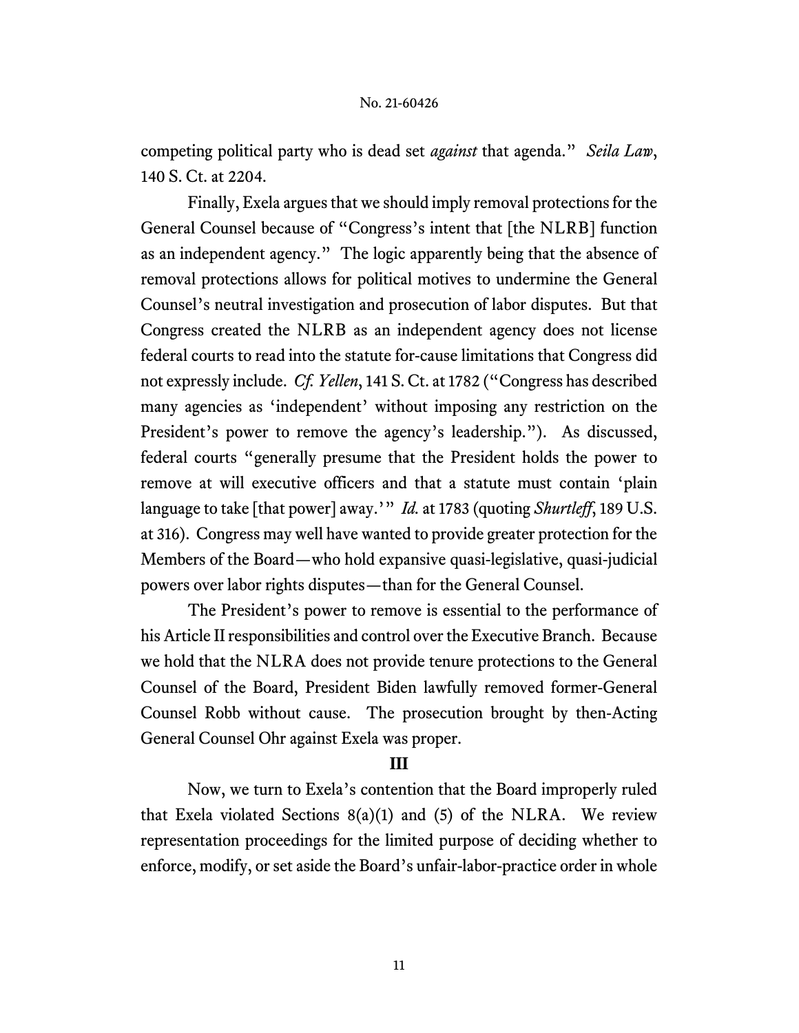competing political party who is dead set *against* that agenda." *Seila Law*, 140 S. Ct. at 2204.

Finally, Exela argues that we should imply removal protections for the General Counsel because of "Congress's intent that [the NLRB] function as an independent agency." The logic apparently being that the absence of removal protections allows for political motives to undermine the General Counsel's neutral investigation and prosecution of labor disputes. But that Congress created the NLRB as an independent agency does not license federal courts to read into the statute for-cause limitations that Congress did not expressly include. *Cf. Yellen*, 141 S. Ct. at 1782 ("Congress has described many agencies as 'independent' without imposing any restriction on the President's power to remove the agency's leadership."). As discussed, federal courts "generally presume that the President holds the power to remove at will executive officers and that a statute must contain 'plain language to take [that power] away.'" *Id.* at 1783 (quoting *Shurtleff*, 189 U.S. at 316). Congress may well have wanted to provide greater protection for the Members of the Board—who hold expansive quasi-legislative, quasi-judicial powers over labor rights disputes—than for the General Counsel.

The President's power to remove is essential to the performance of his Article II responsibilities and control over the Executive Branch. Because we hold that the NLRA does not provide tenure protections to the General Counsel of the Board, President Biden lawfully removed former-General Counsel Robb without cause. The prosecution brought by then-Acting General Counsel Ohr against Exela was proper.

## III

Now, we turn to Exela's contention that the Board improperly ruled that Exela violated Sections 8(a)(1) and (5) of the NLRA. We review representation proceedings for the limited purpose of deciding whether to enforce, modify, or set aside the Board's unfair-labor-practice order in whole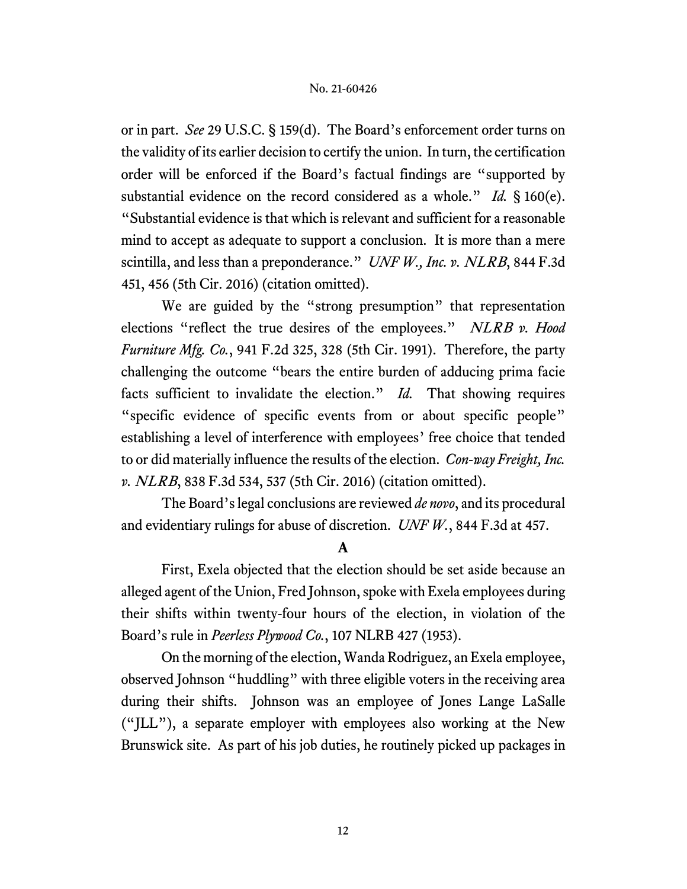or in part. *See* 29 U.S.C. § 159(d). The Board's enforcement order turns on the validity of its earlier decision to certify the union. In turn, the certification order will be enforced if the Board's factual findings are "supported by substantial evidence on the record considered as a whole." *Id.* § 160(e). "Substantial evidence is that which is relevant and sufficient for a reasonable mind to accept as adequate to support a conclusion. It is more than a mere scintilla, and less than a preponderance." *UNF W., Inc. v. NLRB*, 844 F.3d 451, 456 (5th Cir. 2016) (citation omitted).

We are guided by the "strong presumption" that representation elections "reflect the true desires of the employees." *NLRB v. Hood Furniture Mfg. Co.*, 941 F.2d 325, 328 (5th Cir. 1991). Therefore, the party challenging the outcome "bears the entire burden of adducing prima facie facts sufficient to invalidate the election." *Id.* That showing requires "specific evidence of specific events from or about specific people" establishing a level of interference with employees' free choice that tended to or did materially influence the results of the election. *Con-way Freight, Inc. v. NLRB*, 838 F.3d 534, 537 (5th Cir. 2016) (citation omitted).

The Board's legal conclusions are reviewed *de novo*, and its procedural and evidentiary rulings for abuse of discretion. *UNF W.*, 844 F.3d at 457.

### A

First, Exela objected that the election should be set aside because an alleged agent of the Union, Fred Johnson, spoke with Exela employees during their shifts within twenty-four hours of the election, in violation of the Board's rule in *Peerless Plywood Co.*, 107 NLRB 427 (1953).

On the morning of the election, Wanda Rodriguez, an Exela employee, observed Johnson "huddling" with three eligible voters in the receiving area during their shifts. Johnson was an employee of Jones Lange LaSalle ("JLL"), a separate employer with employees also working at the New Brunswick site. As part of his job duties, he routinely picked up packages in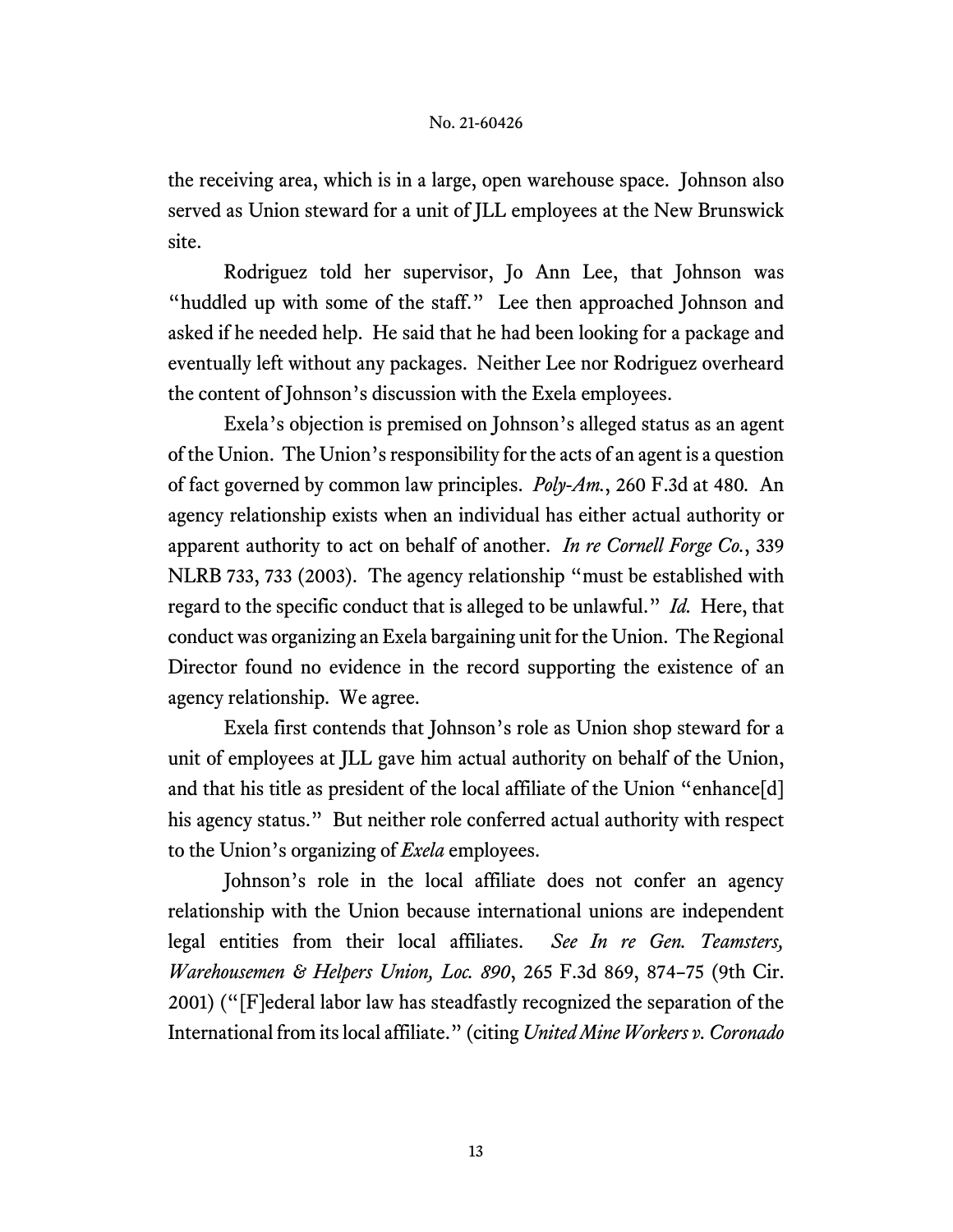the receiving area, which is in a large, open warehouse space. Johnson also served as Union steward for a unit of JLL employees at the New Brunswick site.

Rodriguez told her supervisor, Jo Ann Lee, that Johnson was "huddled up with some of the staff." Lee then approached Johnson and asked if he needed help. He said that he had been looking for a package and eventually left without any packages. Neither Lee nor Rodriguez overheard the content of Johnson's discussion with the Exela employees.

Exela's objection is premised on Johnson's alleged status as an agent of the Union. The Union's responsibility for the acts of an agent is a question of fact governed by common law principles. *Poly-Am.*, 260 F.3d at 480. An agency relationship exists when an individual has either actual authority or apparent authority to act on behalf of another. *In re Cornell Forge Co.*, 339 NLRB 733, 733 (2003). The agency relationship "must be established with regard to the specific conduct that is alleged to be unlawful." *Id.* Here, that conduct was organizing an Exela bargaining unit for the Union. The Regional Director found no evidence in the record supporting the existence of an agency relationship. We agree.

Exela first contends that Johnson's role as Union shop steward for a unit of employees at JLL gave him actual authority on behalf of the Union, and that his title as president of the local affiliate of the Union "enhance[d] his agency status." But neither role conferred actual authority with respect to the Union's organizing of *Exela* employees.

Johnson's role in the local affiliate does not confer an agency relationship with the Union because international unions are independent legal entities from their local affiliates. *See In re Gen. Teamsters, Warehousemen & Helpers Union, Loc. 890*, 265 F.3d 869, 874–75 (9th Cir. 2001) ("[F]ederal labor law has steadfastly recognized the separation of the International from its local affiliate." (citing *United Mine Workers v. Coronado*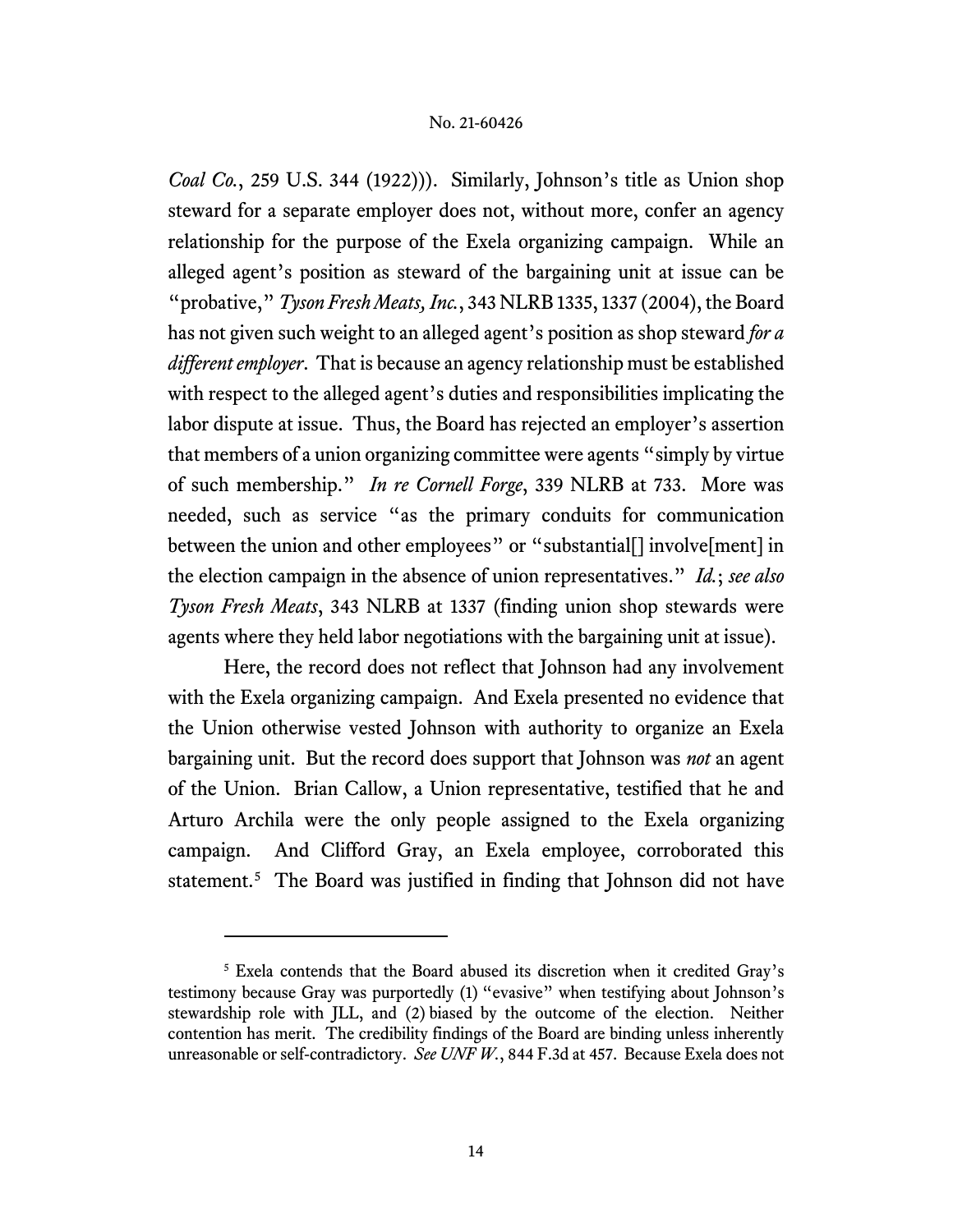*Coal Co.*, 259 U.S. 344 (1922))). Similarly, Johnson's title as Union shop steward for a separate employer does not, without more, confer an agency relationship for the purpose of the Exela organizing campaign. While an alleged agent's position as steward of the bargaining unit at issue can be "probative," *Tyson Fresh Meats, Inc.*, 343 NLRB 1335, 1337 (2004), the Board has not given such weight to an alleged agent's position as shop steward *for a different employer*. That is because an agency relationship must be established with respect to the alleged agent's duties and responsibilities implicating the labor dispute at issue. Thus, the Board has rejected an employer's assertion that members of a union organizing committee were agents "simply by virtue of such membership." *In re Cornell Forge*, 339 NLRB at 733. More was needed, such as service "as the primary conduits for communication between the union and other employees" or "substantial[] involve[ment] in the election campaign in the absence of union representatives." *Id.*; *see also Tyson Fresh Meats*, 343 NLRB at 1337 (finding union shop stewards were agents where they held labor negotiations with the bargaining unit at issue).

Here, the record does not reflect that Johnson had any involvement with the Exela organizing campaign. And Exela presented no evidence that the Union otherwise vested Johnson with authority to organize an Exela bargaining unit. But the record does support that Johnson was *not* an agent of the Union. Brian Callow, a Union representative, testified that he and Arturo Archila were the only people assigned to the Exela organizing campaign. And Clifford Gray, an Exela employee, corroborated this statement.[5] The Board was justified in finding that Johnson did not have

[5] Exela contends that the Board abused its discretion when it credited Gray's testimony because Gray was purportedly (1) "evasive" when testifying about Johnson's stewardship role with JLL, and (2) biased by the outcome of the election. Neither contention has merit. The credibility findings of the Board are binding unless inherently unreasonable or self-contradictory. *See UNF W.*, 844 F.3d at 457. Because Exela does not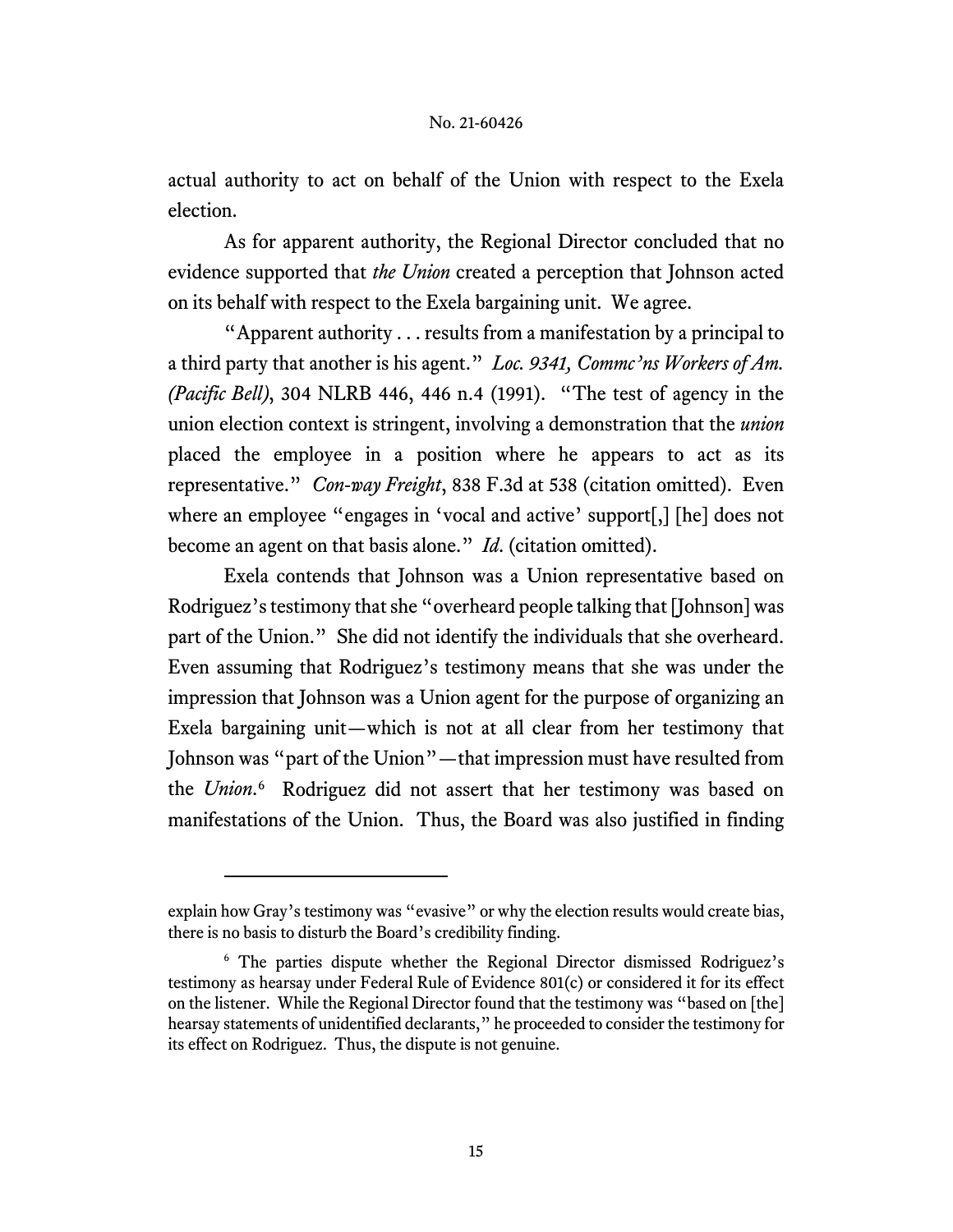actual authority to act on behalf of the Union with respect to the Exela election.

As for apparent authority, the Regional Director concluded that no evidence supported that *the Union* created a perception that Johnson acted on its behalf with respect to the Exela bargaining unit. We agree.

"Apparent authority . . . results from a manifestation by a principal to a third party that another is his agent." *Loc. 9341, Commc'ns Workers of Am. (Pacific Bell)*, 304 NLRB 446, 446 n.4 (1991). "The test of agency in the union election context is stringent, involving a demonstration that the *union* placed the employee in a position where he appears to act as its representative." *Con-way Freight*, 838 F.3d at 538 (citation omitted). Even where an employee "engages in 'vocal and active' support[,] [he] does not become an agent on that basis alone." *Id.* (citation omitted).

Exela contends that Johnson was a Union representative based on Rodriguez's testimony that she "overheard people talking that [Johnson] was part of the Union." She did not identify the individuals that she overheard. Even assuming that Rodriguez's testimony means that she was under the impression that Johnson was a Union agent for the purpose of organizing an Exela bargaining unit—which is not at all clear from her testimony that Johnson was "part of the Union"—that impression must have resulted from the *Union*.[6] Rodriguez did not assert that her testimony was based on manifestations of the Union. Thus, the Board was also justified in finding

---

explain how Gray's testimony was "evasive" or why the election results would create bias, there is no basis to disturb the Board's credibility finding.

[6] The parties dispute whether the Regional Director dismissed Rodriguez's testimony as hearsay under Federal Rule of Evidence 801(c) or considered it for its effect on the listener. While the Regional Director found that the testimony was "based on [the] hearsay statements of unidentified declarants," he proceeded to consider the testimony for its effect on Rodriguez. Thus, the dispute is not genuine.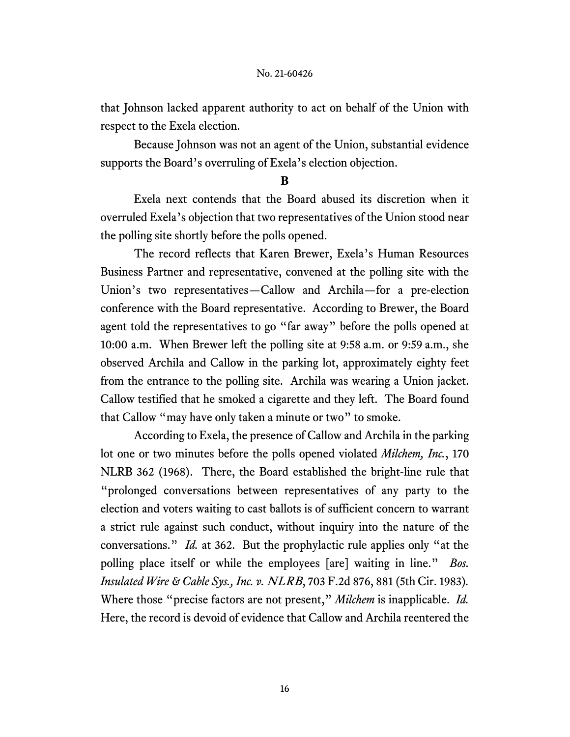that Johnson lacked apparent authority to act on behalf of the Union with respect to the Exela election.

Because Johnson was not an agent of the Union, substantial evidence supports the Board's overruling of Exela's election objection.

**B**

Exela next contends that the Board abused its discretion when it overruled Exela's objection that two representatives of the Union stood near the polling site shortly before the polls opened.

The record reflects that Karen Brewer, Exela's Human Resources Business Partner and representative, convened at the polling site with the Union's two representatives—Callow and Archila—for a pre-election conference with the Board representative. According to Brewer, the Board agent told the representatives to go "far away" before the polls opened at 10:00 a.m. When Brewer left the polling site at 9:58 a.m. or 9:59 a.m., she observed Archila and Callow in the parking lot, approximately eighty feet from the entrance to the polling site. Archila was wearing a Union jacket. Callow testified that he smoked a cigarette and they left. The Board found that Callow "may have only taken a minute or two" to smoke.

According to Exela, the presence of Callow and Archila in the parking lot one or two minutes before the polls opened violated *Milchem, Inc.*, 170 NLRB 362 (1968). There, the Board established the bright-line rule that "prolonged conversations between representatives of any party to the election and voters waiting to cast ballots is of sufficient concern to warrant a strict rule against such conduct, without inquiry into the nature of the conversations." *Id.* at 362. But the prophylactic rule applies only "at the polling place itself or while the employees [are] waiting in line." *Bos. Insulated Wire & Cable Sys., Inc. v. NLRB*, 703 F.2d 876, 881 (5th Cir. 1983). Where those "precise factors are not present," *Milchem* is inapplicable. *Id.* Here, the record is devoid of evidence that Callow and Archila reentered the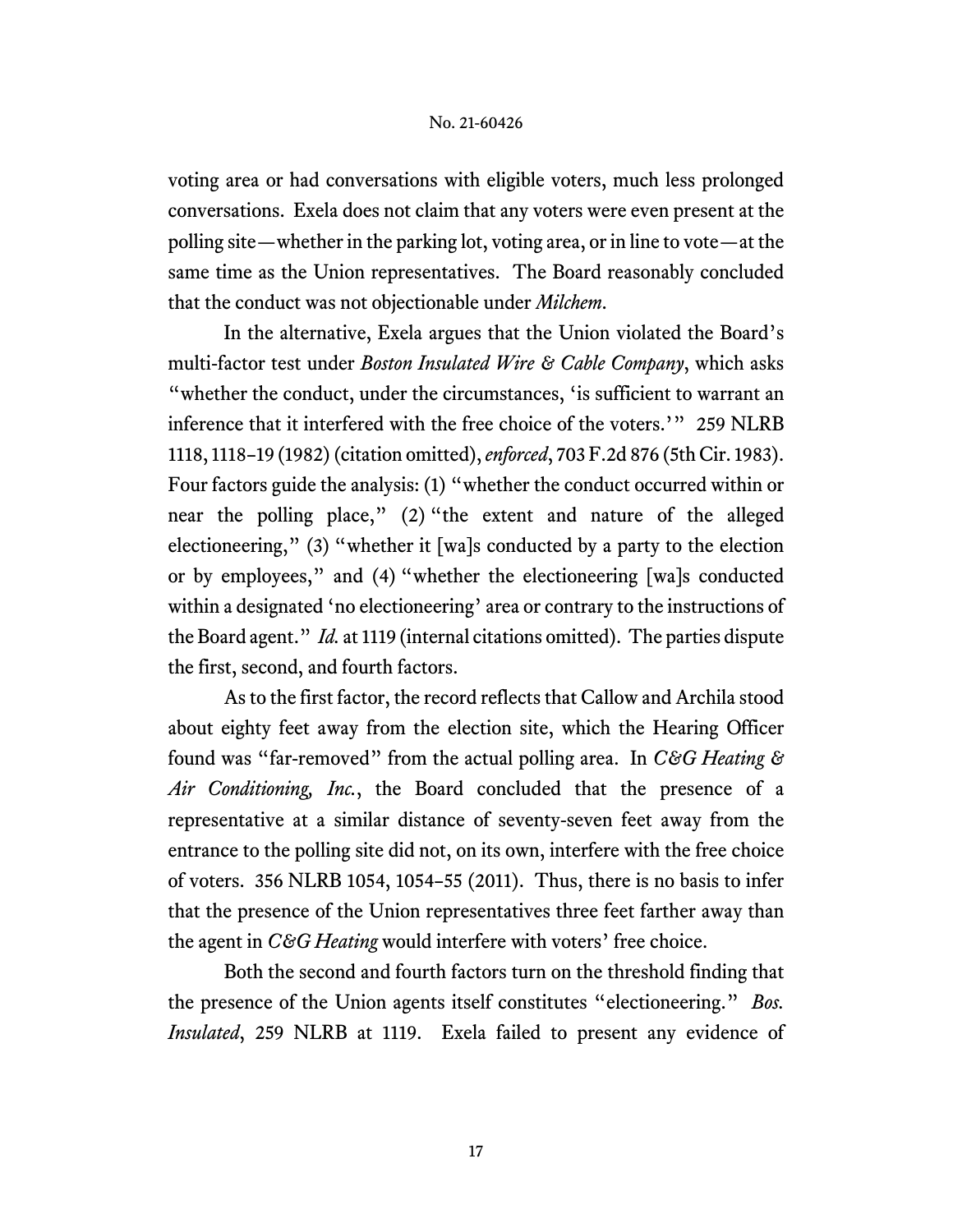voting area or had conversations with eligible voters, much less prolonged conversations. Exela does not claim that any voters were even present at the polling site—whether in the parking lot, voting area, or in line to vote—at the same time as the Union representatives. The Board reasonably concluded that the conduct was not objectionable under *Milchem*.

In the alternative, Exela argues that the Union violated the Board's multi-factor test under *Boston Insulated Wire & Cable Company*, which asks "whether the conduct, under the circumstances, 'is sufficient to warrant an inference that it interfered with the free choice of the voters.'" 259 NLRB 1118, 1118–19 (1982) (citation omitted), *enforced*, 703 F.2d 876 (5th Cir. 1983). Four factors guide the analysis: (1) "whether the conduct occurred within or near the polling place," (2) "the extent and nature of the alleged electioneering," (3) "whether it [wa]s conducted by a party to the election or by employees," and (4) "whether the electioneering [wa]s conducted within a designated 'no electioneering' area or contrary to the instructions of the Board agent." *Id.* at 1119 (internal citations omitted). The parties dispute the first, second, and fourth factors.

As to the first factor, the record reflects that Callow and Archila stood about eighty feet away from the election site, which the Hearing Officer found was "far-removed" from the actual polling area. In *C&G Heating & Air Conditioning, Inc.*, the Board concluded that the presence of a representative at a similar distance of seventy-seven feet away from the entrance to the polling site did not, on its own, interfere with the free choice of voters. 356 NLRB 1054, 1054–55 (2011). Thus, there is no basis to infer that the presence of the Union representatives three feet farther away than the agent in *C&G Heating* would interfere with voters' free choice.

Both the second and fourth factors turn on the threshold finding that the presence of the Union agents itself constitutes "electioneering." *Bos. Insulated*, 259 NLRB at 1119. Exela failed to present any evidence of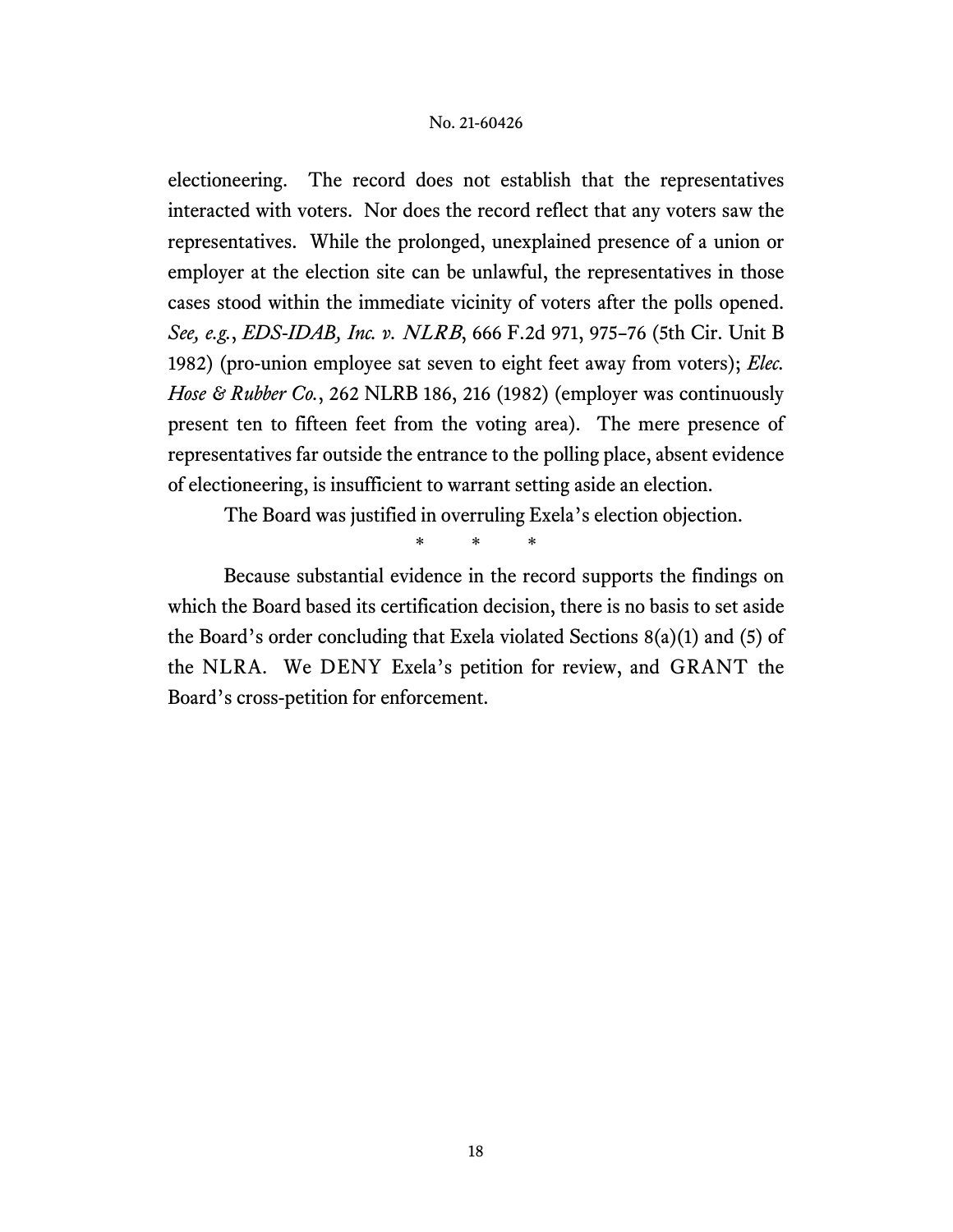electioneering. The record does not establish that the representatives interacted with voters. Nor does the record reflect that any voters saw the representatives. While the prolonged, unexplained presence of a union or employer at the election site can be unlawful, the representatives in those cases stood within the immediate vicinity of voters after the polls opened. *See, e.g.*, *EDS-IDAB, Inc. v. NLRB*, 666 F.2d 971, 975–76 (5th Cir. Unit B 1982) (pro-union employee sat seven to eight feet away from voters); *Elec. Hose & Rubber Co.*, 262 NLRB 186, 216 (1982) (employer was continuously present ten to fifteen feet from the voting area). The mere presence of representatives far outside the entrance to the polling place, absent evidence of electioneering, is insufficient to warrant setting aside an election.

The Board was justified in overruling Exela's election objection.

\* \* \*

Because substantial evidence in the record supports the findings on which the Board based its certification decision, there is no basis to set aside the Board's order concluding that Exela violated Sections 8(a)(1) and (5) of the NLRA. We DENY Exela's petition for review, and GRANT the Board's cross-petition for enforcement.